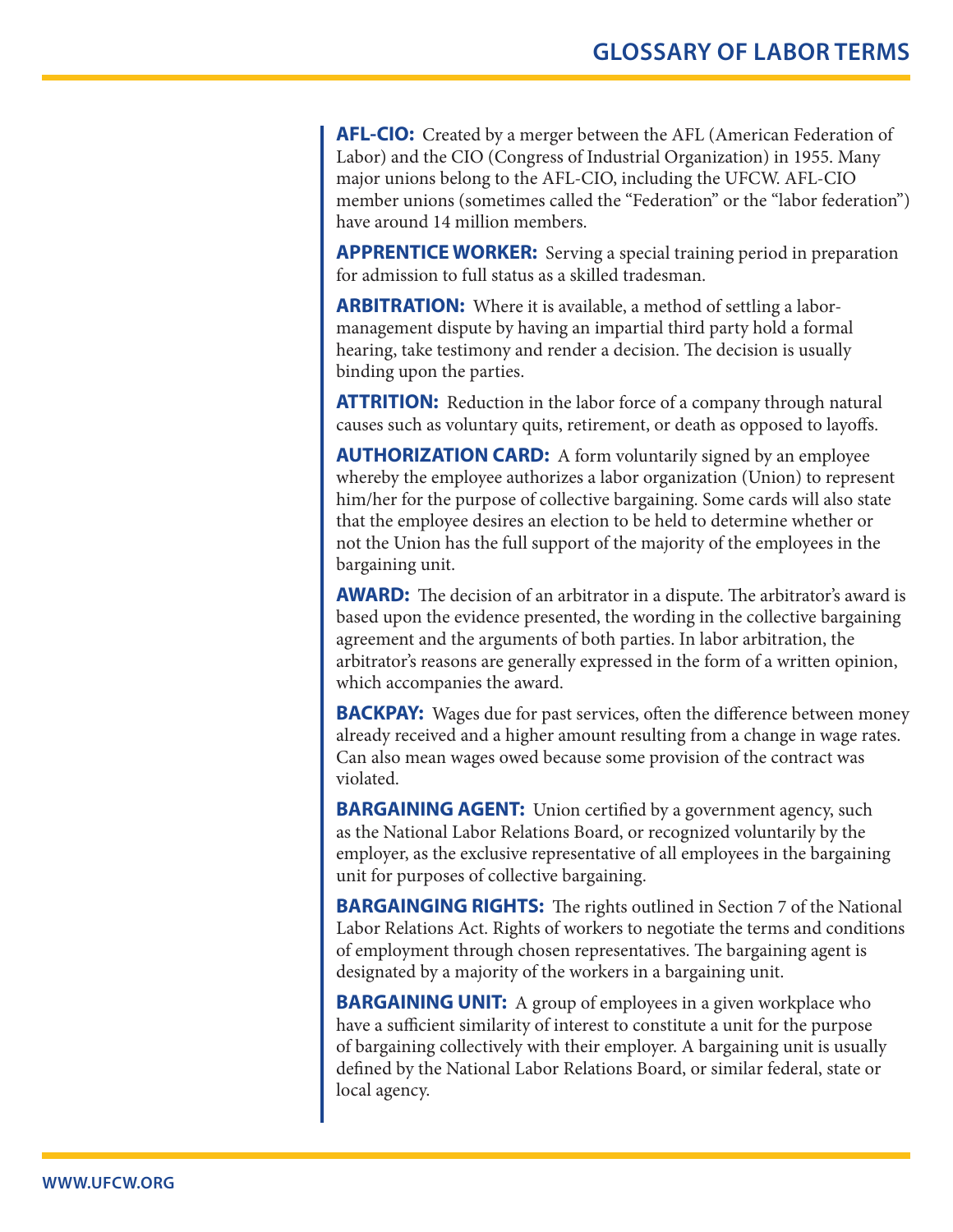# GLOSSARY OF LABOR TERMS

**AFL-CIO:** Created by a merger between the AFL (American Federation of Labor) and the CIO (Congress of Industrial Organization) in 1955. Many major unions belong to the AFL-CIO, including the UFCW. AFL-CIO member unions (sometimes called the "Federation" or the "labor federation") have around 14 million members.

**APPRENTICE WORKER:** Serving a special training period in preparation for admission to full status as a skilled tradesman.

**ARBITRATION:** Where it is available, a method of settling a labor-management dispute by having an impartial third party hold a formal hearing, take testimony and render a decision. The decision is usually binding upon the parties.

**ATTRITION:** Reduction in the labor force of a company through natural causes such as voluntary quits, retirement, or death as opposed to layoffs.

**AUTHORIZATION CARD:** A form voluntarily signed by an employee whereby the employee authorizes a labor organization (Union) to represent him/her for the purpose of collective bargaining. Some cards will also state that the employee desires an election to be held to determine whether or not the Union has the full support of the majority of the employees in the bargaining unit.

**AWARD:** The decision of an arbitrator in a dispute. The arbitrator's award is based upon the evidence presented, the wording in the collective bargaining agreement and the arguments of both parties. In labor arbitration, the arbitrator's reasons are generally expressed in the form of a written opinion, which accompanies the award.

**BACKPAY:** Wages due for past services, often the difference between money already received and a higher amount resulting from a change in wage rates. Can also mean wages owed because some provision of the contract was violated.

**BARGAINING AGENT:** Union certified by a government agency, such as the National Labor Relations Board, or recognized voluntarily by the employer, as the exclusive representative of all employees in the bargaining unit for purposes of collective bargaining.

**BARGAINGING RIGHTS:** The rights outlined in Section 7 of the National Labor Relations Act. Rights of workers to negotiate the terms and conditions of employment through chosen representatives. The bargaining agent is designated by a majority of the workers in a bargaining unit.

**BARGAINING UNIT:** A group of employees in a given workplace who have a sufficient similarity of interest to constitute a unit for the purpose of bargaining collectively with their employer. A bargaining unit is usually defined by the National Labor Relations Board, or similar federal, state or local agency.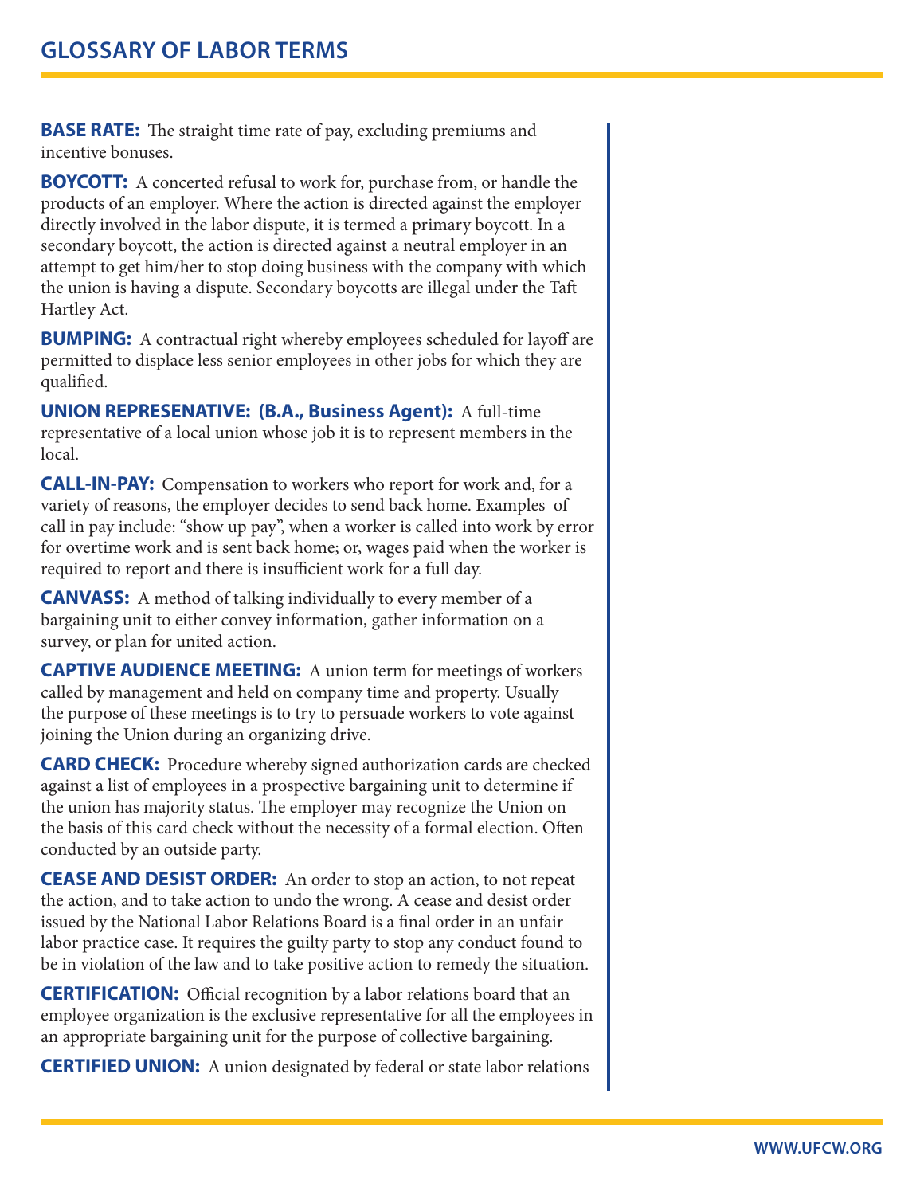## GLOSSARY OF LABOR TERMS

**BASE RATE:** The straight time rate of pay, excluding premiums and incentive bonuses.

**BOYCOTT:** A concerted refusal to work for, purchase from, or handle the products of an employer. Where the action is directed against the employer directly involved in the labor dispute, it is termed a primary boycott. In a secondary boycott, the action is directed against a neutral employer in an attempt to get him/her to stop doing business with the company with which the union is having a dispute. Secondary boycotts are illegal under the Taft Hartley Act.

**BUMPING:** A contractual right whereby employees scheduled for layoff are permitted to displace less senior employees in other jobs for which they are qualified.

**UNION REPRESENATIVE: (B.A., Business Agent):** A full-time representative of a local union whose job it is to represent members in the local.

**CALL-IN-PAY:** Compensation to workers who report for work and, for a variety of reasons, the employer decides to send back home. Examples of call in pay include: "show up pay", when a worker is called into work by error for overtime work and is sent back home; or, wages paid when the worker is required to report and there is insufficient work for a full day.

**CANVASS:** A method of talking individually to every member of a bargaining unit to either convey information, gather information on a survey, or plan for united action.

**CAPTIVE AUDIENCE MEETING:** A union term for meetings of workers called by management and held on company time and property. Usually the purpose of these meetings is to try to persuade workers to vote against joining the Union during an organizing drive.

**CARD CHECK:** Procedure whereby signed authorization cards are checked against a list of employees in a prospective bargaining unit to determine if the union has majority status. The employer may recognize the Union on the basis of this card check without the necessity of a formal election. Often conducted by an outside party.

**CEASE AND DESIST ORDER:** An order to stop an action, to not repeat the action, and to take action to undo the wrong. A cease and desist order issued by the National Labor Relations Board is a final order in an unfair labor practice case. It requires the guilty party to stop any conduct found to be in violation of the law and to take positive action to remedy the situation.

**CERTIFICATION:** Official recognition by a labor relations board that an employee organization is the exclusive representative for all the employees in an appropriate bargaining unit for the purpose of collective bargaining.

**CERTIFIED UNION:** A union designated by federal or state labor relations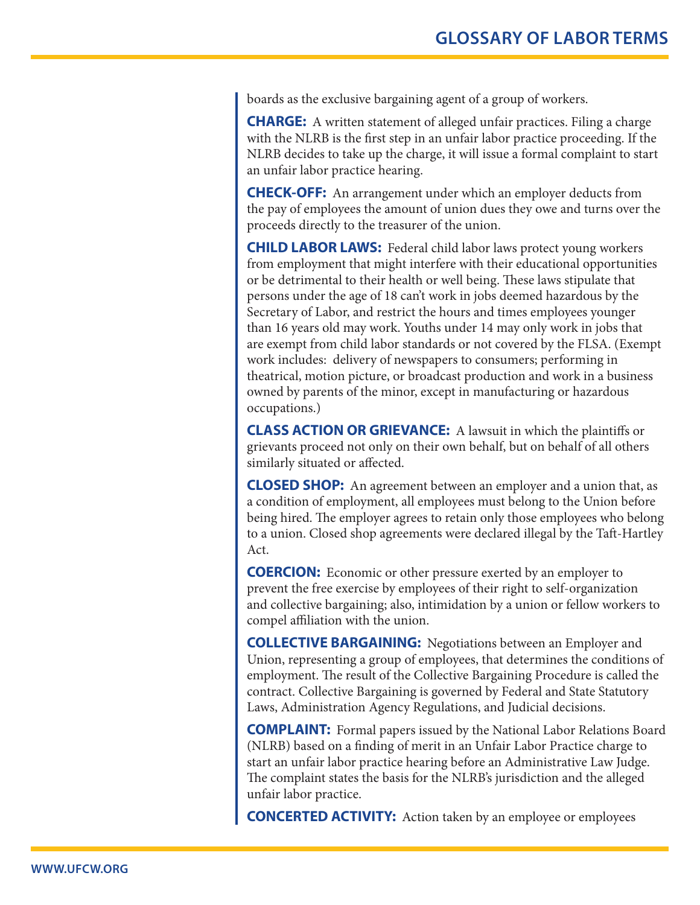boards as the exclusive bargaining agent of a group of workers.

**CHARGE:** A written statement of alleged unfair practices. Filing a charge with the NLRB is the first step in an unfair labor practice proceeding. If the NLRB decides to take up the charge, it will issue a formal complaint to start an unfair labor practice hearing.

**CHECK-OFF:** An arrangement under which an employer deducts from the pay of employees the amount of union dues they owe and turns over the proceeds directly to the treasurer of the union.

**CHILD LABOR LAWS:** Federal child labor laws protect young workers from employment that might interfere with their educational opportunities or be detrimental to their health or well being. These laws stipulate that persons under the age of 18 can't work in jobs deemed hazardous by the Secretary of Labor, and restrict the hours and times employees younger than 16 years old may work. Youths under 14 may only work in jobs that are exempt from child labor standards or not covered by the FLSA. (Exempt work includes: delivery of newspapers to consumers; performing in theatrical, motion picture, or broadcast production and work in a business owned by parents of the minor, except in manufacturing or hazardous occupations.)

**CLASS ACTION OR GRIEVANCE:** A lawsuit in which the plaintiffs or grievants proceed not only on their own behalf, but on behalf of all others similarly situated or affected.

**CLOSED SHOP:** An agreement between an employer and a union that, as a condition of employment, all employees must belong to the Union before being hired. The employer agrees to retain only those employees who belong to a union. Closed shop agreements were declared illegal by the Taft-Hartley Act.

**COERCION:** Economic or other pressure exerted by an employer to prevent the free exercise by employees of their right to self-organization and collective bargaining; also, intimidation by a union or fellow workers to compel affiliation with the union.

**COLLECTIVE BARGAINING:** Negotiations between an Employer and Union, representing a group of employees, that determines the conditions of employment. The result of the Collective Bargaining Procedure is called the contract. Collective Bargaining is governed by Federal and State Statutory Laws, Administration Agency Regulations, and Judicial decisions.

**COMPLAINT:** Formal papers issued by the National Labor Relations Board (NLRB) based on a finding of merit in an Unfair Labor Practice charge to start an unfair labor practice hearing before an Administrative Law Judge. The complaint states the basis for the NLRB's jurisdiction and the alleged unfair labor practice.

**CONCERTED ACTIVITY:** Action taken by an employee or employees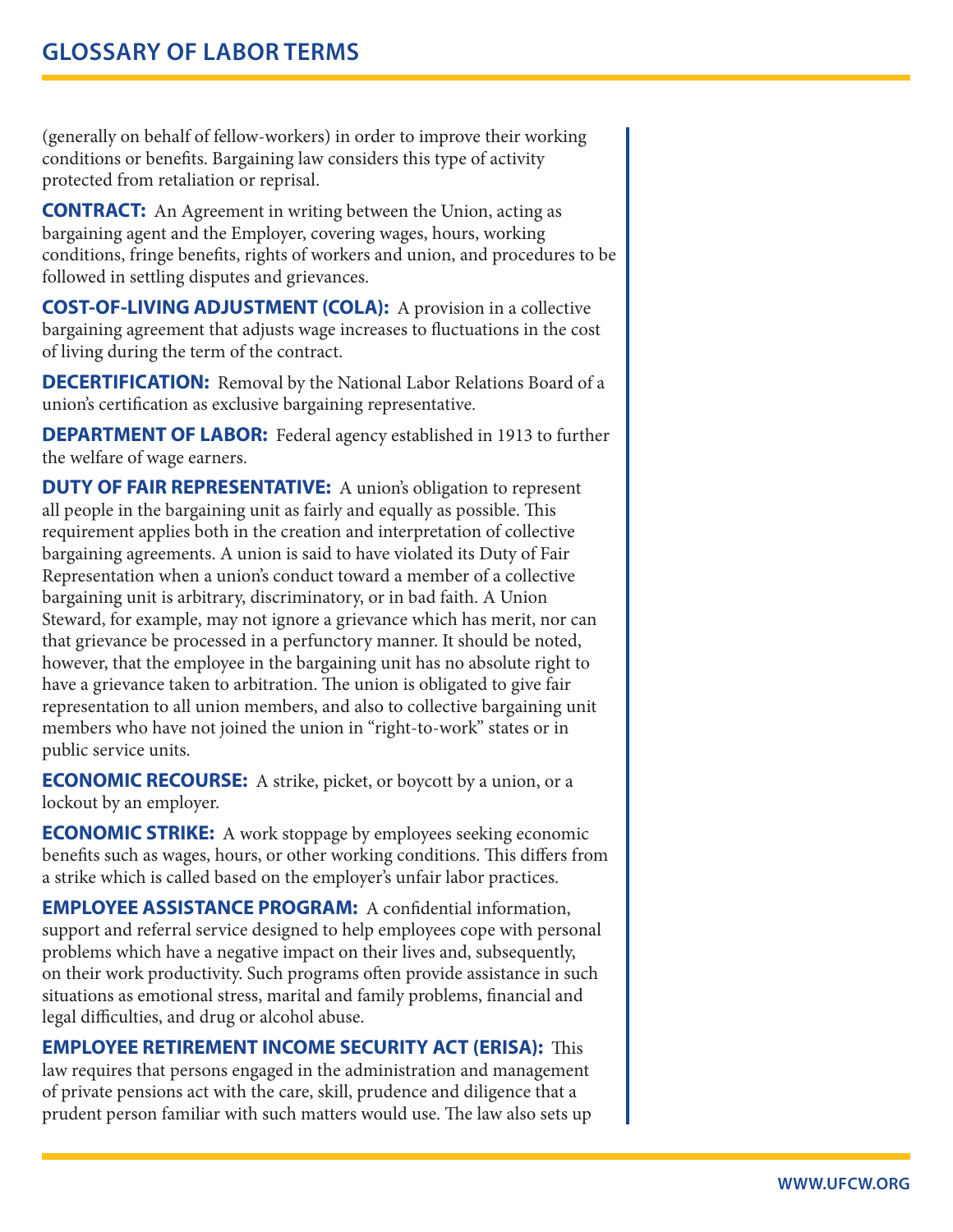(generally on behalf of fellow-workers) in order to improve their working conditions or benefits. Bargaining law considers this type of activity protected from retaliation or reprisal.

**CONTRACT:** An Agreement in writing between the Union, acting as bargaining agent and the Employer, covering wages, hours, working conditions, fringe benefits, rights of workers and union, and procedures to be followed in settling disputes and grievances.

**COST-OF-LIVING ADJUSTMENT (COLA):** A provision in a collective bargaining agreement that adjusts wage increases to fluctuations in the cost of living during the term of the contract.

**DECERTIFICATION:** Removal by the National Labor Relations Board of a union's certification as exclusive bargaining representative.

**DEPARTMENT OF LABOR:** Federal agency established in 1913 to further the welfare of wage earners.

**DUTY OF FAIR REPRESENTATIVE:** A union's obligation to represent all people in the bargaining unit as fairly and equally as possible. This requirement applies both in the creation and interpretation of collective bargaining agreements. A union is said to have violated its Duty of Fair Representation when a union's conduct toward a member of a collective bargaining unit is arbitrary, discriminatory, or in bad faith. A Union Steward, for example, may not ignore a grievance which has merit, nor can that grievance be processed in a perfunctory manner. It should be noted, however, that the employee in the bargaining unit has no absolute right to have a grievance taken to arbitration. The union is obligated to give fair representation to all union members, and also to collective bargaining unit members who have not joined the union in "right-to-work" states or in public service units.

**ECONOMIC RECOURSE:** A strike, picket, or boycott by a union, or a lockout by an employer.

**ECONOMIC STRIKE:** A work stoppage by employees seeking economic benefits such as wages, hours, or other working conditions. This differs from a strike which is called based on the employer's unfair labor practices.

**EMPLOYEE ASSISTANCE PROGRAM:** A confidential information, support and referral service designed to help employees cope with personal problems which have a negative impact on their lives and, subsequently, on their work productivity. Such programs often provide assistance in such situations as emotional stress, marital and family problems, financial and legal difficulties, and drug or alcohol abuse.

**EMPLOYEE RETIREMENT INCOME SECURITY ACT (ERISA):** This law requires that persons engaged in the administration and management of private pensions act with the care, skill, prudence and diligence that a prudent person familiar with such matters would use. The law also sets up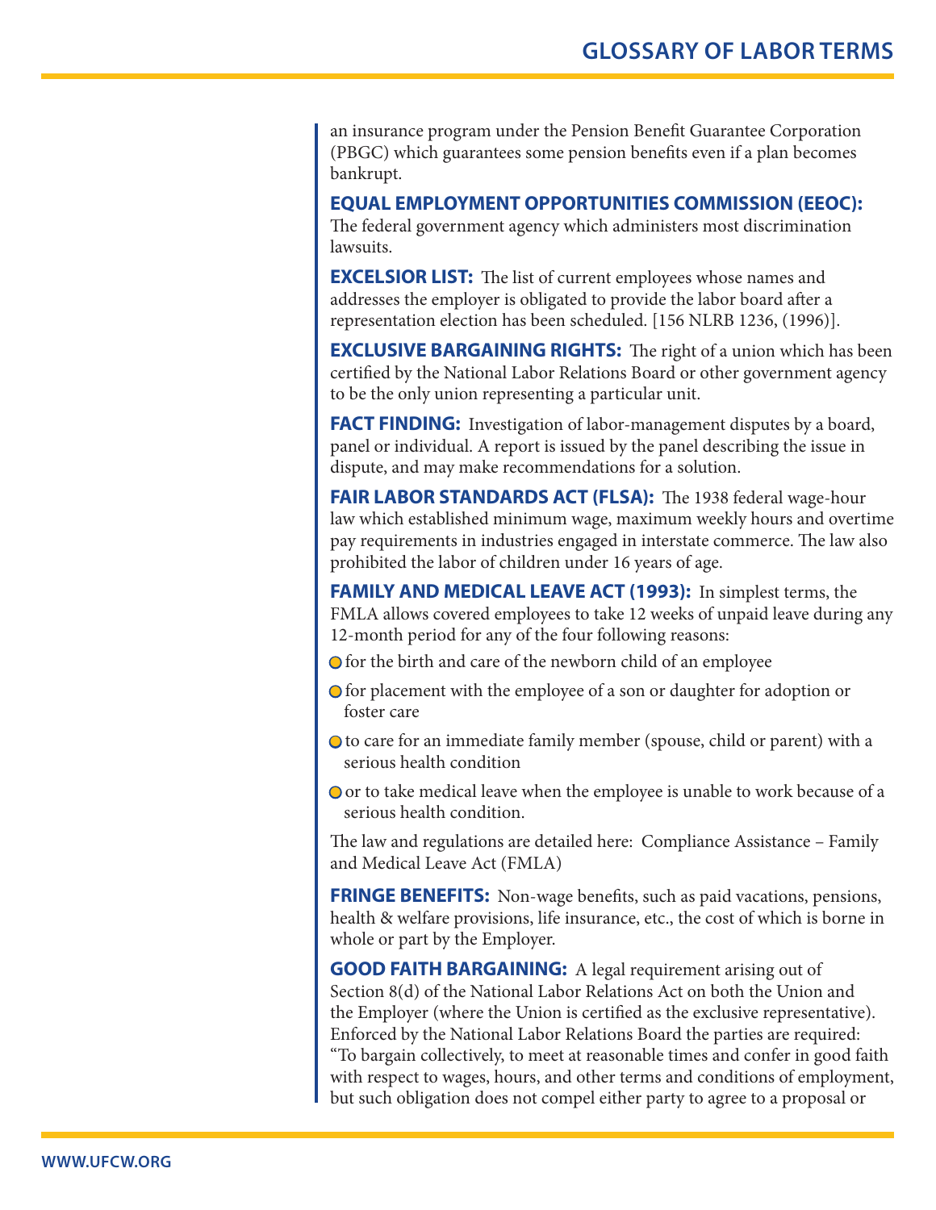an insurance program under the Pension Benefit Guarantee Corporation (PBGC) which guarantees some pension benefits even if a plan becomes bankrupt.

**EQUAL EMPLOYMENT OPPORTUNITIES COMMISSION (EEOC):** The federal government agency which administers most discrimination lawsuits.

**EXCELSIOR LIST:** The list of current employees whose names and addresses the employer is obligated to provide the labor board after a representation election has been scheduled. [156 NLRB 1236, (1996)].

**EXCLUSIVE BARGAINING RIGHTS:** The right of a union which has been certified by the National Labor Relations Board or other government agency to be the only union representing a particular unit.

**FACT FINDING:** Investigation of labor-management disputes by a board, panel or individual. A report is issued by the panel describing the issue in dispute, and may make recommendations for a solution.

**FAIR LABOR STANDARDS ACT (FLSA):** The 1938 federal wage-hour law which established minimum wage, maximum weekly hours and overtime pay requirements in industries engaged in interstate commerce. The law also prohibited the labor of children under 16 years of age.

**FAMILY AND MEDICAL LEAVE ACT (1993):** In simplest terms, the FMLA allows covered employees to take 12 weeks of unpaid leave during any 12-month period for any of the four following reasons:

- for the birth and care of the newborn child of an employee
- for placement with the employee of a son or daughter for adoption or foster care
- to care for an immediate family member (spouse, child or parent) with a serious health condition
- or to take medical leave when the employee is unable to work because of a serious health condition.

The law and regulations are detailed here: Compliance Assistance – Family and Medical Leave Act (FMLA)

**FRINGE BENEFITS:** Non-wage benefits, such as paid vacations, pensions, health & welfare provisions, life insurance, etc., the cost of which is borne in whole or part by the Employer.

**GOOD FAITH BARGAINING:** A legal requirement arising out of Section 8(d) of the National Labor Relations Act on both the Union and the Employer (where the Union is certified as the exclusive representative). Enforced by the National Labor Relations Board the parties are required: "To bargain collectively, to meet at reasonable times and confer in good faith with respect to wages, hours, and other terms and conditions of employment, but such obligation does not compel either party to agree to a proposal or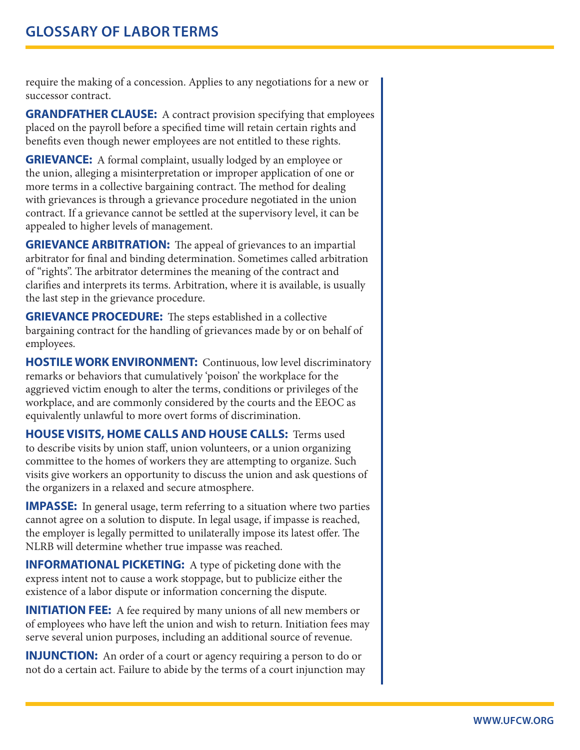require the making of a concession. Applies to any negotiations for a new or successor contract.

**GRANDFATHER CLAUSE:** A contract provision specifying that employees placed on the payroll before a specified time will retain certain rights and benefits even though newer employees are not entitled to these rights.

**GRIEVANCE:** A formal complaint, usually lodged by an employee or the union, alleging a misinterpretation or improper application of one or more terms in a collective bargaining contract. The method for dealing with grievances is through a grievance procedure negotiated in the union contract. If a grievance cannot be settled at the supervisory level, it can be appealed to higher levels of management.

**GRIEVANCE ARBITRATION:** The appeal of grievances to an impartial arbitrator for final and binding determination. Sometimes called arbitration of "rights". The arbitrator determines the meaning of the contract and clarifies and interprets its terms. Arbitration, where it is available, is usually the last step in the grievance procedure.

**GRIEVANCE PROCEDURE:** The steps established in a collective bargaining contract for the handling of grievances made by or on behalf of employees.

**HOSTILE WORK ENVIRONMENT:** Continuous, low level discriminatory remarks or behaviors that cumulatively 'poison' the workplace for the aggrieved victim enough to alter the terms, conditions or privileges of the workplace, and are commonly considered by the courts and the EEOC as equivalently unlawful to more overt forms of discrimination.

**HOUSE VISITS, HOME CALLS AND HOUSE CALLS:** Terms used to describe visits by union staff, union volunteers, or a union organizing committee to the homes of workers they are attempting to organize. Such visits give workers an opportunity to discuss the union and ask questions of the organizers in a relaxed and secure atmosphere.

**IMPASSE:** In general usage, term referring to a situation where two parties cannot agree on a solution to dispute. In legal usage, if impasse is reached, the employer is legally permitted to unilaterally impose its latest offer. The NLRB will determine whether true impasse was reached.

**INFORMATIONAL PICKETING:** A type of picketing done with the express intent not to cause a work stoppage, but to publicize either the existence of a labor dispute or information concerning the dispute.

**INITIATION FEE:** A fee required by many unions of all new members or of employees who have left the union and wish to return. Initiation fees may serve several union purposes, including an additional source of revenue.

**INJUNCTION:** An order of a court or agency requiring a person to do or not do a certain act. Failure to abide by the terms of a court injunction may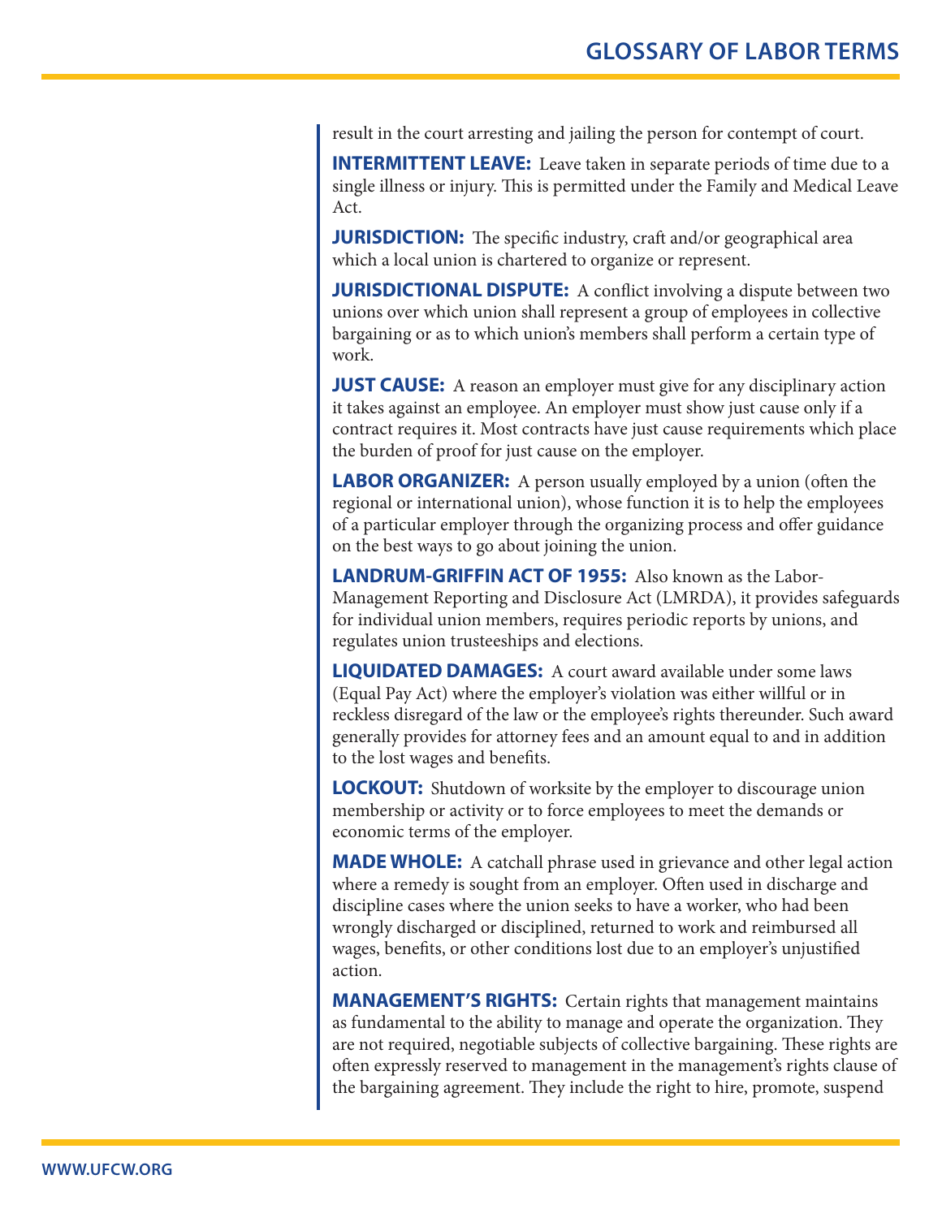result in the court arresting and jailing the person for contempt of court.

**INTERMITTENT LEAVE:** Leave taken in separate periods of time due to a single illness or injury. This is permitted under the Family and Medical Leave Act.

**JURISDICTION:** The specific industry, craft and/or geographical area which a local union is chartered to organize or represent.

**JURISDICTIONAL DISPUTE:** A conflict involving a dispute between two unions over which union shall represent a group of employees in collective bargaining or as to which union's members shall perform a certain type of work.

**JUST CAUSE:** A reason an employer must give for any disciplinary action it takes against an employee. An employer must show just cause only if a contract requires it. Most contracts have just cause requirements which place the burden of proof for just cause on the employer.

**LABOR ORGANIZER:** A person usually employed by a union (often the regional or international union), whose function it is to help the employees of a particular employer through the organizing process and offer guidance on the best ways to go about joining the union.

**LANDRUM-GRIFFIN ACT OF 1955:** Also known as the Labor-Management Reporting and Disclosure Act (LMRDA), it provides safeguards for individual union members, requires periodic reports by unions, and regulates union trusteeships and elections.

**LIQUIDATED DAMAGES:** A court award available under some laws (Equal Pay Act) where the employer's violation was either willful or in reckless disregard of the law or the employee's rights thereunder. Such award generally provides for attorney fees and an amount equal to and in addition to the lost wages and benefits.

**LOCKOUT:** Shutdown of worksite by the employer to discourage union membership or activity or to force employees to meet the demands or economic terms of the employer.

**MADE WHOLE:** A catchall phrase used in grievance and other legal action where a remedy is sought from an employer. Often used in discharge and discipline cases where the union seeks to have a worker, who had been wrongly discharged or disciplined, returned to work and reimbursed all wages, benefits, or other conditions lost due to an employer's unjustified action.

**MANAGEMENT'S RIGHTS:** Certain rights that management maintains as fundamental to the ability to manage and operate the organization. They are not required, negotiable subjects of collective bargaining. These rights are often expressly reserved to management in the management's rights clause of the bargaining agreement. They include the right to hire, promote, suspend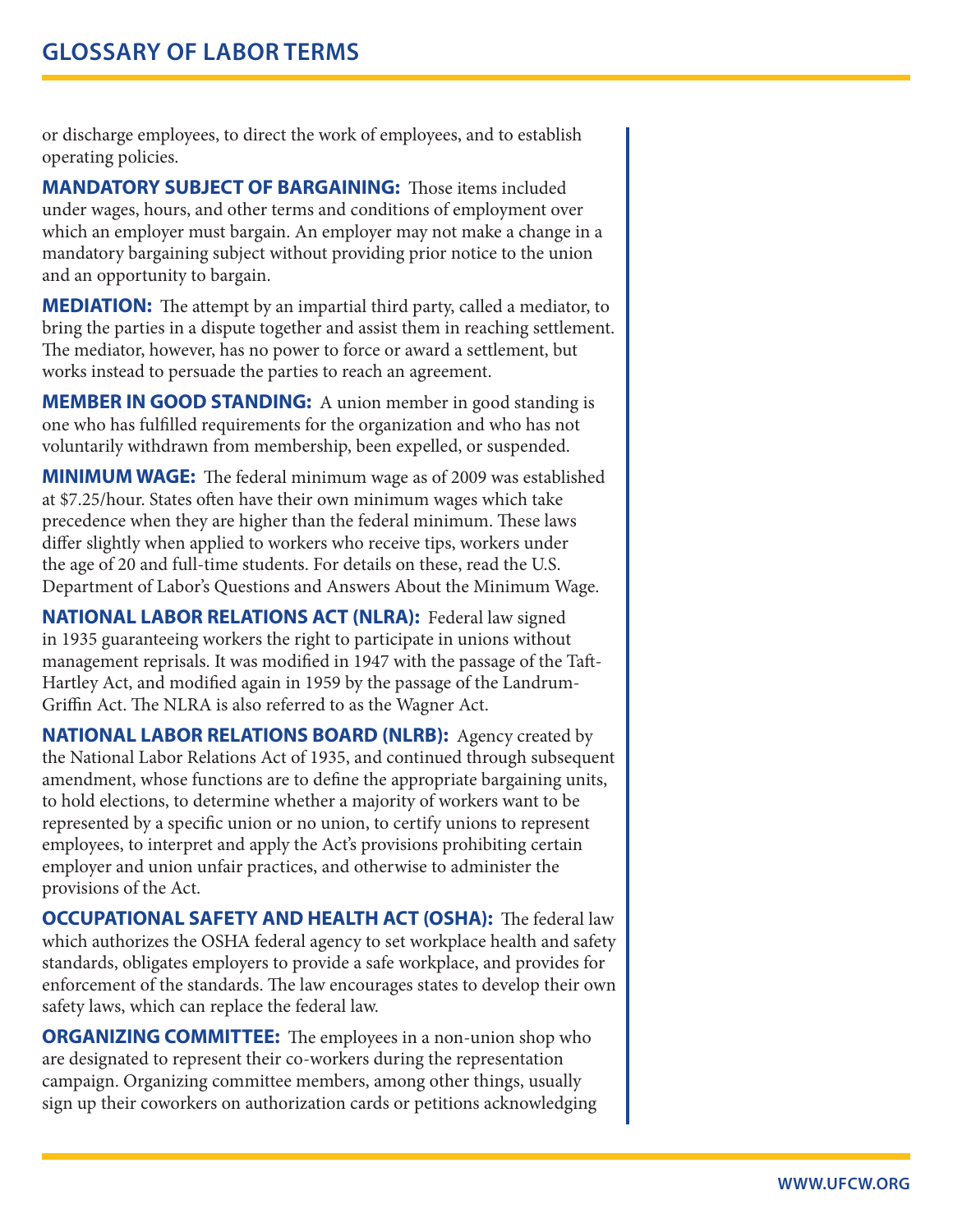or discharge employees, to direct the work of employees, and to establish operating policies.

**MANDATORY SUBJECT OF BARGAINING:** Those items included under wages, hours, and other terms and conditions of employment over which an employer must bargain. An employer may not make a change in a mandatory bargaining subject without providing prior notice to the union and an opportunity to bargain.

**MEDIATION:** The attempt by an impartial third party, called a mediator, to bring the parties in a dispute together and assist them in reaching settlement. The mediator, however, has no power to force or award a settlement, but works instead to persuade the parties to reach an agreement.

**MEMBER IN GOOD STANDING:** A union member in good standing is one who has fulfilled requirements for the organization and who has not voluntarily withdrawn from membership, been expelled, or suspended.

**MINIMUM WAGE:** The federal minimum wage as of 2009 was established at $7.25/hour. States often have their own minimum wages which take precedence when they are higher than the federal minimum. These laws differ slightly when applied to workers who receive tips, workers under the age of 20 and full-time students. For details on these, read the U.S. Department of Labor's Questions and Answers About the Minimum Wage.

**NATIONAL LABOR RELATIONS ACT (NLRA):** Federal law signed in 1935 guaranteeing workers the right to participate in unions without management reprisals. It was modified in 1947 with the passage of the Taft-Hartley Act, and modified again in 1959 by the passage of the Landrum-Griffin Act. The NLRA is also referred to as the Wagner Act.

**NATIONAL LABOR RELATIONS BOARD (NLRB):** Agency created by the National Labor Relations Act of 1935, and continued through subsequent amendment, whose functions are to define the appropriate bargaining units, to hold elections, to determine whether a majority of workers want to be represented by a specific union or no union, to certify unions to represent employees, to interpret and apply the Act's provisions prohibiting certain employer and union unfair practices, and otherwise to administer the provisions of the Act.

**OCCUPATIONAL SAFETY AND HEALTH ACT (OSHA):** The federal law which authorizes the OSHA federal agency to set workplace health and safety standards, obligates employers to provide a safe workplace, and provides for enforcement of the standards. The law encourages states to develop their own safety laws, which can replace the federal law.

**ORGANIZING COMMITTEE:** The employees in a non-union shop who are designated to represent their co-workers during the representation campaign. Organizing committee members, among other things, usually sign up their coworkers on authorization cards or petitions acknowledging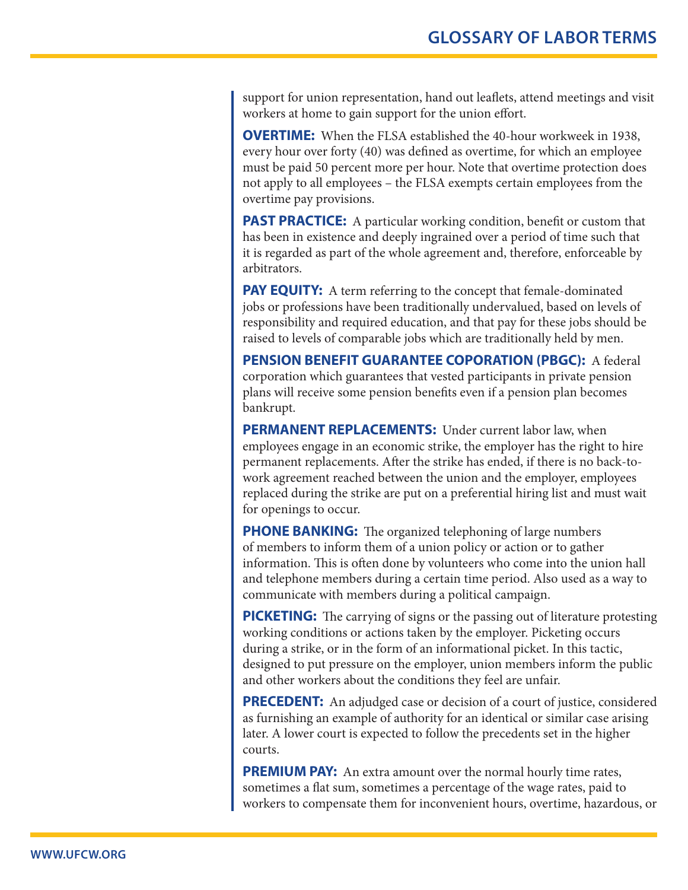support for union representation, hand out leaflets, attend meetings and visit workers at home to gain support for the union effort.

**OVERTIME:** When the FLSA established the 40-hour workweek in 1938, every hour over forty (40) was defined as overtime, for which an employee must be paid 50 percent more per hour. Note that overtime protection does not apply to all employees – the FLSA exempts certain employees from the overtime pay provisions.

**PAST PRACTICE:** A particular working condition, benefit or custom that has been in existence and deeply ingrained over a period of time such that it is regarded as part of the whole agreement and, therefore, enforceable by arbitrators.

**PAY EQUITY:** A term referring to the concept that female-dominated jobs or professions have been traditionally undervalued, based on levels of responsibility and required education, and that pay for these jobs should be raised to levels of comparable jobs which are traditionally held by men.

**PENSION BENEFIT GUARANTEE COPORATION (PBGC):** A federal corporation which guarantees that vested participants in private pension plans will receive some pension benefits even if a pension plan becomes bankrupt.

**PERMANENT REPLACEMENTS:** Under current labor law, when employees engage in an economic strike, the employer has the right to hire permanent replacements. After the strike has ended, if there is no back-to-work agreement reached between the union and the employer, employees replaced during the strike are put on a preferential hiring list and must wait for openings to occur.

**PHONE BANKING:** The organized telephoning of large numbers of members to inform them of a union policy or action or to gather information. This is often done by volunteers who come into the union hall and telephone members during a certain time period. Also used as a way to communicate with members during a political campaign.

**PICKETING:** The carrying of signs or the passing out of literature protesting working conditions or actions taken by the employer. Picketing occurs during a strike, or in the form of an informational picket. In this tactic, designed to put pressure on the employer, union members inform the public and other workers about the conditions they feel are unfair.

**PRECEDENT:** An adjudged case or decision of a court of justice, considered as furnishing an example of authority for an identical or similar case arising later. A lower court is expected to follow the precedents set in the higher courts.

**PREMIUM PAY:** An extra amount over the normal hourly time rates, sometimes a flat sum, sometimes a percentage of the wage rates, paid to workers to compensate them for inconvenient hours, overtime, hazardous, or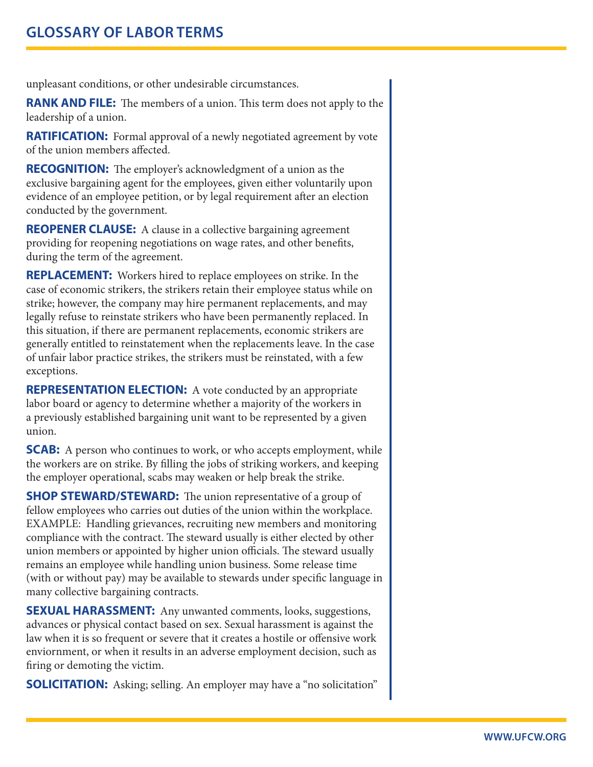unpleasant conditions, or other undesirable circumstances.

**RANK AND FILE:** The members of a union. This term does not apply to the leadership of a union.

**RATIFICATION:** Formal approval of a newly negotiated agreement by vote of the union members affected.

**RECOGNITION:** The employer's acknowledgment of a union as the exclusive bargaining agent for the employees, given either voluntarily upon evidence of an employee petition, or by legal requirement after an election conducted by the government.

**REOPENER CLAUSE:** A clause in a collective bargaining agreement providing for reopening negotiations on wage rates, and other benefits, during the term of the agreement.

**REPLACEMENT:** Workers hired to replace employees on strike. In the case of economic strikers, the strikers retain their employee status while on strike; however, the company may hire permanent replacements, and may legally refuse to reinstate strikers who have been permanently replaced. In this situation, if there are permanent replacements, economic strikers are generally entitled to reinstatement when the replacements leave. In the case of unfair labor practice strikes, the strikers must be reinstated, with a few exceptions.

**REPRESENTATION ELECTION:** A vote conducted by an appropriate labor board or agency to determine whether a majority of the workers in a previously established bargaining unit want to be represented by a given union.

**SCAB:** A person who continues to work, or who accepts employment, while the workers are on strike. By filling the jobs of striking workers, and keeping the employer operational, scabs may weaken or help break the strike.

**SHOP STEWARD/STEWARD:** The union representative of a group of fellow employees who carries out duties of the union within the workplace. EXAMPLE: Handling grievances, recruiting new members and monitoring compliance with the contract. The steward usually is either elected by other union members or appointed by higher union officials. The steward usually remains an employee while handling union business. Some release time (with or without pay) may be available to stewards under specific language in many collective bargaining contracts.

**SEXUAL HARASSMENT:** Any unwanted comments, looks, suggestions, advances or physical contact based on sex. Sexual harassment is against the law when it is so frequent or severe that it creates a hostile or offensive work enviornment, or when it results in an adverse employment decision, such as firing or demoting the victim.

**SOLICITATION:** Asking; selling. An employer may have a "no solicitation"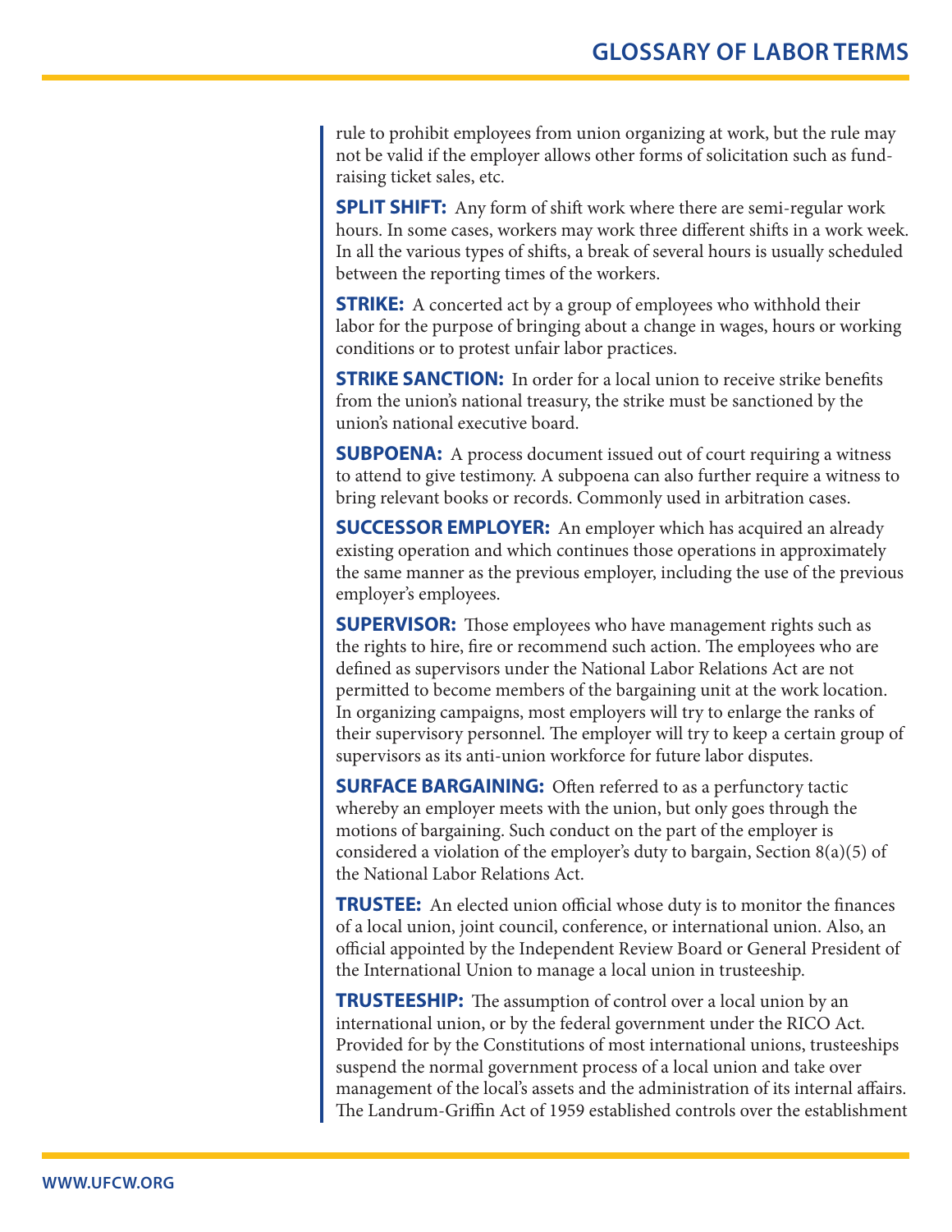rule to prohibit employees from union organizing at work, but the rule may not be valid if the employer allows other forms of solicitation such as fund-raising ticket sales, etc.

**SPLIT SHIFT:** Any form of shift work where there are semi-regular work hours. In some cases, workers may work three different shifts in a work week. In all the various types of shifts, a break of several hours is usually scheduled between the reporting times of the workers.

**STRIKE:** A concerted act by a group of employees who withhold their labor for the purpose of bringing about a change in wages, hours or working conditions or to protest unfair labor practices.

**STRIKE SANCTION:** In order for a local union to receive strike benefits from the union's national treasury, the strike must be sanctioned by the union's national executive board.

**SUBPOENA:** A process document issued out of court requiring a witness to attend to give testimony. A subpoena can also further require a witness to bring relevant books or records. Commonly used in arbitration cases.

**SUCCESSOR EMPLOYER:** An employer which has acquired an already existing operation and which continues those operations in approximately the same manner as the previous employer, including the use of the previous employer's employees.

**SUPERVISOR:** Those employees who have management rights such as the rights to hire, fire or recommend such action. The employees who are defined as supervisors under the National Labor Relations Act are not permitted to become members of the bargaining unit at the work location. In organizing campaigns, most employers will try to enlarge the ranks of their supervisory personnel. The employer will try to keep a certain group of supervisors as its anti-union workforce for future labor disputes.

**SURFACE BARGAINING:** Often referred to as a perfunctory tactic whereby an employer meets with the union, but only goes through the motions of bargaining. Such conduct on the part of the employer is considered a violation of the employer's duty to bargain, Section 8(a)(5) of the National Labor Relations Act.

**TRUSTEE:** An elected union official whose duty is to monitor the finances of a local union, joint council, conference, or international union. Also, an official appointed by the Independent Review Board or General President of the International Union to manage a local union in trusteeship.

**TRUSTEESHIP:** The assumption of control over a local union by an international union, or by the federal government under the RICO Act. Provided for by the Constitutions of most international unions, trusteeships suspend the normal government process of a local union and take over management of the local's assets and the administration of its internal affairs. The Landrum-Griffin Act of 1959 established controls over the establishment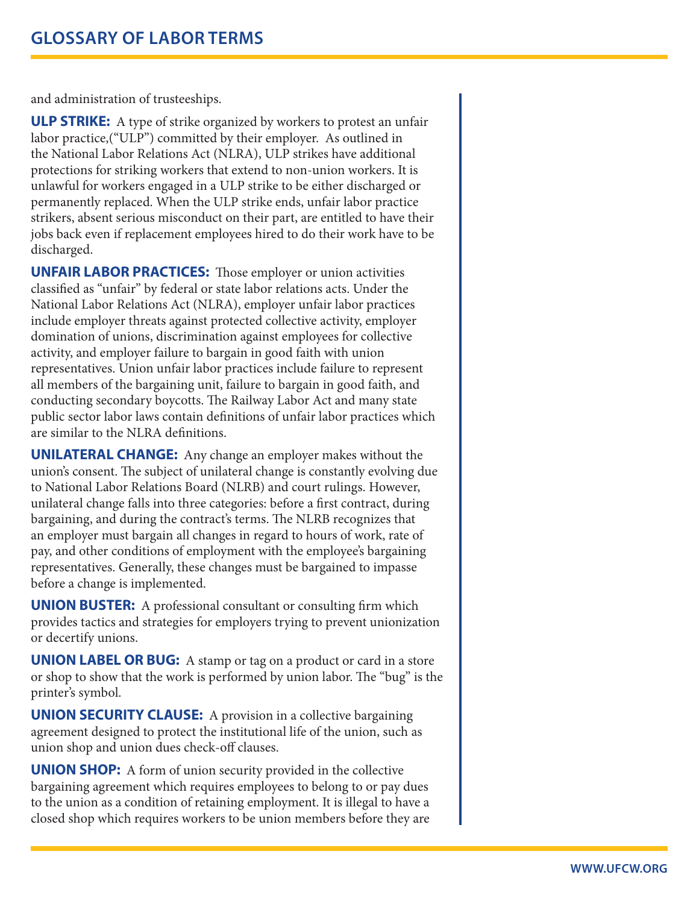and administration of trusteeships.

**ULP STRIKE:** A type of strike organized by workers to protest an unfair labor practice,("ULP") committed by their employer. As outlined in the National Labor Relations Act (NLRA), ULP strikes have additional protections for striking workers that extend to non-union workers. It is unlawful for workers engaged in a ULP strike to be either discharged or permanently replaced. When the ULP strike ends, unfair labor practice strikers, absent serious misconduct on their part, are entitled to have their jobs back even if replacement employees hired to do their work have to be discharged.

**UNFAIR LABOR PRACTICES:** Those employer or union activities classified as "unfair" by federal or state labor relations acts. Under the National Labor Relations Act (NLRA), employer unfair labor practices include employer threats against protected collective activity, employer domination of unions, discrimination against employees for collective activity, and employer failure to bargain in good faith with union representatives. Union unfair labor practices include failure to represent all members of the bargaining unit, failure to bargain in good faith, and conducting secondary boycotts. The Railway Labor Act and many state public sector labor laws contain definitions of unfair labor practices which are similar to the NLRA definitions.

**UNILATERAL CHANGE:** Any change an employer makes without the union's consent. The subject of unilateral change is constantly evolving due to National Labor Relations Board (NLRB) and court rulings. However, unilateral change falls into three categories: before a first contract, during bargaining, and during the contract's terms. The NLRB recognizes that an employer must bargain all changes in regard to hours of work, rate of pay, and other conditions of employment with the employee's bargaining representatives. Generally, these changes must be bargained to impasse before a change is implemented.

**UNION BUSTER:** A professional consultant or consulting firm which provides tactics and strategies for employers trying to prevent unionization or decertify unions.

**UNION LABEL OR BUG:** A stamp or tag on a product or card in a store or shop to show that the work is performed by union labor. The "bug" is the printer's symbol.

**UNION SECURITY CLAUSE:** A provision in a collective bargaining agreement designed to protect the institutional life of the union, such as union shop and union dues check-off clauses.

**UNION SHOP:** A form of union security provided in the collective bargaining agreement which requires employees to belong to or pay dues to the union as a condition of retaining employment. It is illegal to have a closed shop which requires workers to be union members before they are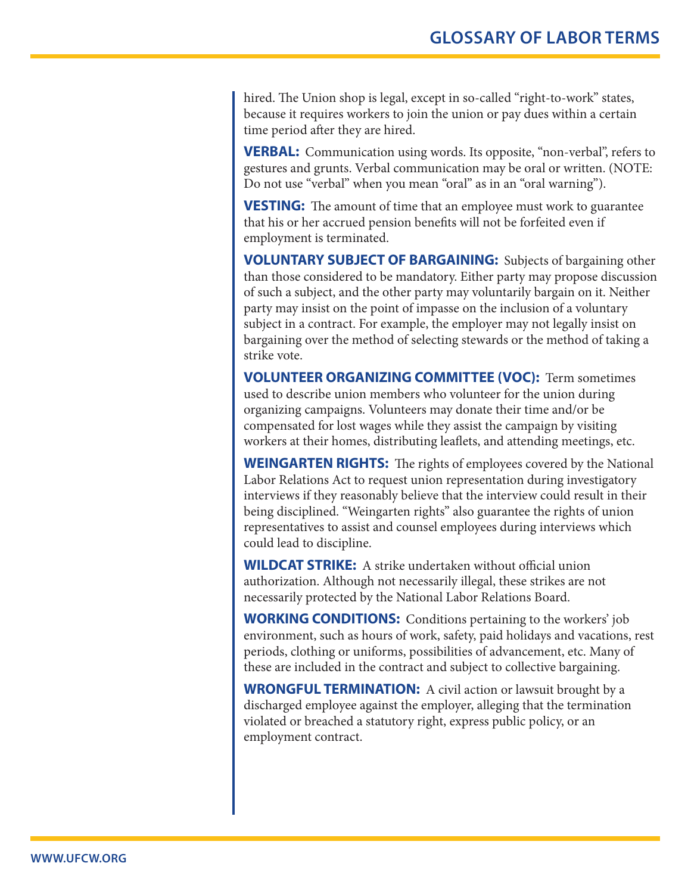hired. The Union shop is legal, except in so-called "right-to-work" states, because it requires workers to join the union or pay dues within a certain time period after they are hired.

**VERBAL:** Communication using words. Its opposite, "non-verbal", refers to gestures and grunts. Verbal communication may be oral or written. (NOTE: Do not use "verbal" when you mean "oral" as in an "oral warning").

**VESTING:** The amount of time that an employee must work to guarantee that his or her accrued pension benefits will not be forfeited even if employment is terminated.

**VOLUNTARY SUBJECT OF BARGAINING:** Subjects of bargaining other than those considered to be mandatory. Either party may propose discussion of such a subject, and the other party may voluntarily bargain on it. Neither party may insist on the point of impasse on the inclusion of a voluntary subject in a contract. For example, the employer may not legally insist on bargaining over the method of selecting stewards or the method of taking a strike vote.

**VOLUNTEER ORGANIZING COMMITTEE (VOC):** Term sometimes used to describe union members who volunteer for the union during organizing campaigns. Volunteers may donate their time and/or be compensated for lost wages while they assist the campaign by visiting workers at their homes, distributing leaflets, and attending meetings, etc.

**WEINGARTEN RIGHTS:** The rights of employees covered by the National Labor Relations Act to request union representation during investigatory interviews if they reasonably believe that the interview could result in their being disciplined. "Weingarten rights" also guarantee the rights of union representatives to assist and counsel employees during interviews which could lead to discipline.

**WILDCAT STRIKE:** A strike undertaken without official union authorization. Although not necessarily illegal, these strikes are not necessarily protected by the National Labor Relations Board.

**WORKING CONDITIONS:** Conditions pertaining to the workers' job environment, such as hours of work, safety, paid holidays and vacations, rest periods, clothing or uniforms, possibilities of advancement, etc. Many of these are included in the contract and subject to collective bargaining.

**WRONGFUL TERMINATION:** A civil action or lawsuit brought by a discharged employee against the employer, alleging that the termination violated or breached a statutory right, express public policy, or an employment contract.